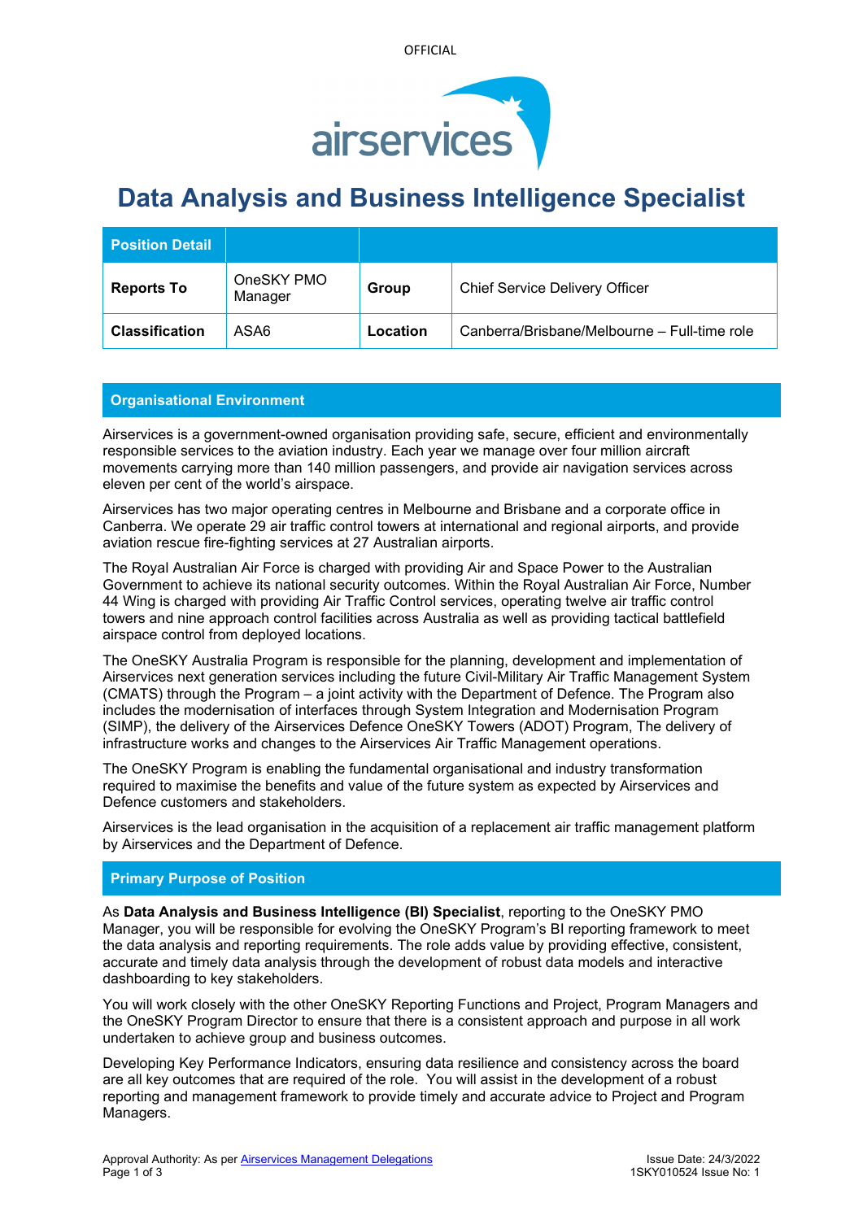# Data Analysis and Business Intelligence Specialist

| Position Detail | | | |
|---|---|---|---|
| **Reports To** | OneSKY PMO Manager | **Group** | Chief Service Delivery Officer |
| **Classification** | ASA6 | **Location** | Canberra/Brisbane/Melbourne – Full-time role |

## Organisational Environment

Airservices is a government-owned organisation providing safe, secure, efficient and environmentally responsible services to the aviation industry. Each year we manage over four million aircraft movements carrying more than 140 million passengers, and provide air navigation services across eleven per cent of the world's airspace.

Airservices has two major operating centres in Melbourne and Brisbane and a corporate office in Canberra. We operate 29 air traffic control towers at international and regional airports, and provide aviation rescue fire-fighting services at 27 Australian airports.

The Royal Australian Air Force is charged with providing Air and Space Power to the Australian Government to achieve its national security outcomes. Within the Royal Australian Air Force, Number 44 Wing is charged with providing Air Traffic Control services, operating twelve air traffic control towers and nine approach control facilities across Australia as well as providing tactical battlefield airspace control from deployed locations.

The OneSKY Australia Program is responsible for the planning, development and implementation of Airservices next generation services including the future Civil-Military Air Traffic Management System (CMATS) through the Program – a joint activity with the Department of Defence. The Program also includes the modernisation of interfaces through System Integration and Modernisation Program (SIMP), the delivery of the Airservices Defence OneSKY Towers (ADOT) Program, The delivery of infrastructure works and changes to the Airservices Air Traffic Management operations.

The OneSKY Program is enabling the fundamental organisational and industry transformation required to maximise the benefits and value of the future system as expected by Airservices and Defence customers and stakeholders.

Airservices is the lead organisation in the acquisition of a replacement air traffic management platform by Airservices and the Department of Defence.

## Primary Purpose of Position

As **Data Analysis and Business Intelligence (BI) Specialist**, reporting to the OneSKY PMO Manager, you will be responsible for evolving the OneSKY Program's BI reporting framework to meet the data analysis and reporting requirements. The role adds value by providing effective, consistent, accurate and timely data analysis through the development of robust data models and interactive dashboarding to key stakeholders.

You will work closely with the other OneSKY Reporting Functions and Project, Program Managers and the OneSKY Program Director to ensure that there is a consistent approach and purpose in all work undertaken to achieve group and business outcomes.

Developing Key Performance Indicators, ensuring data resilience and consistency across the board are all key outcomes that are required of the role. You will assist in the development of a robust reporting and management framework to provide timely and accurate advice to Project and Program Managers.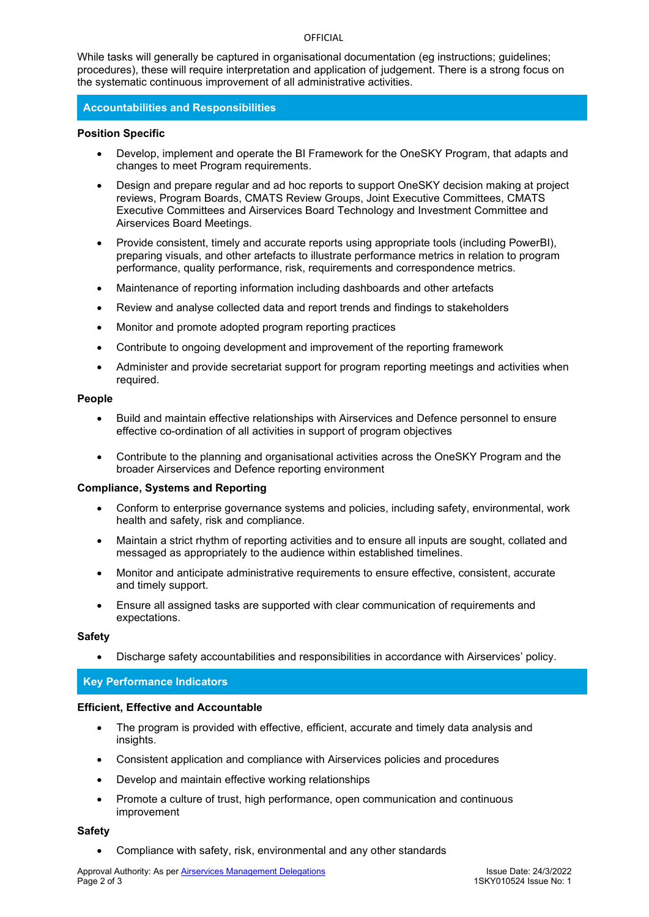While tasks will generally be captured in organisational documentation (eg instructions; guidelines; procedures), these will require interpretation and application of judgement. There is a strong focus on the systematic continuous improvement of all administrative activities.

## Accountabilities and Responsibilities

### Position Specific

- Develop, implement and operate the BI Framework for the OneSKY Program, that adapts and changes to meet Program requirements.
- Design and prepare regular and ad hoc reports to support OneSKY decision making at project reviews, Program Boards, CMATS Review Groups, Joint Executive Committees, CMATS Executive Committees and Airservices Board Technology and Investment Committee and Airservices Board Meetings.
- Provide consistent, timely and accurate reports using appropriate tools (including PowerBI), preparing visuals, and other artefacts to illustrate performance metrics in relation to program performance, quality performance, risk, requirements and correspondence metrics.
- Maintenance of reporting information including dashboards and other artefacts
- Review and analyse collected data and report trends and findings to stakeholders
- Monitor and promote adopted program reporting practices
- Contribute to ongoing development and improvement of the reporting framework
- Administer and provide secretariat support for program reporting meetings and activities when required.

### People

- Build and maintain effective relationships with Airservices and Defence personnel to ensure effective co-ordination of all activities in support of program objectives
- Contribute to the planning and organisational activities across the OneSKY Program and the broader Airservices and Defence reporting environment

### Compliance, Systems and Reporting

- Conform to enterprise governance systems and policies, including safety, environmental, work health and safety, risk and compliance.
- Maintain a strict rhythm of reporting activities and to ensure all inputs are sought, collated and messaged as appropriately to the audience within established timelines.
- Monitor and anticipate administrative requirements to ensure effective, consistent, accurate and timely support.
- Ensure all assigned tasks are supported with clear communication of requirements and expectations.

### Safety

- Discharge safety accountabilities and responsibilities in accordance with Airservices' policy.

## Key Performance Indicators

### Efficient, Effective and Accountable

- The program is provided with effective, efficient, accurate and timely data analysis and insights.
- Consistent application and compliance with Airservices policies and procedures
- Develop and maintain effective working relationships
- Promote a culture of trust, high performance, open communication and continuous improvement

### Safety

- Compliance with safety, risk, environmental and any other standards

Approval Authority: As per Airservices Management Delegations

Issue Date: 24/3/2022
1SKY010524 Issue No: 1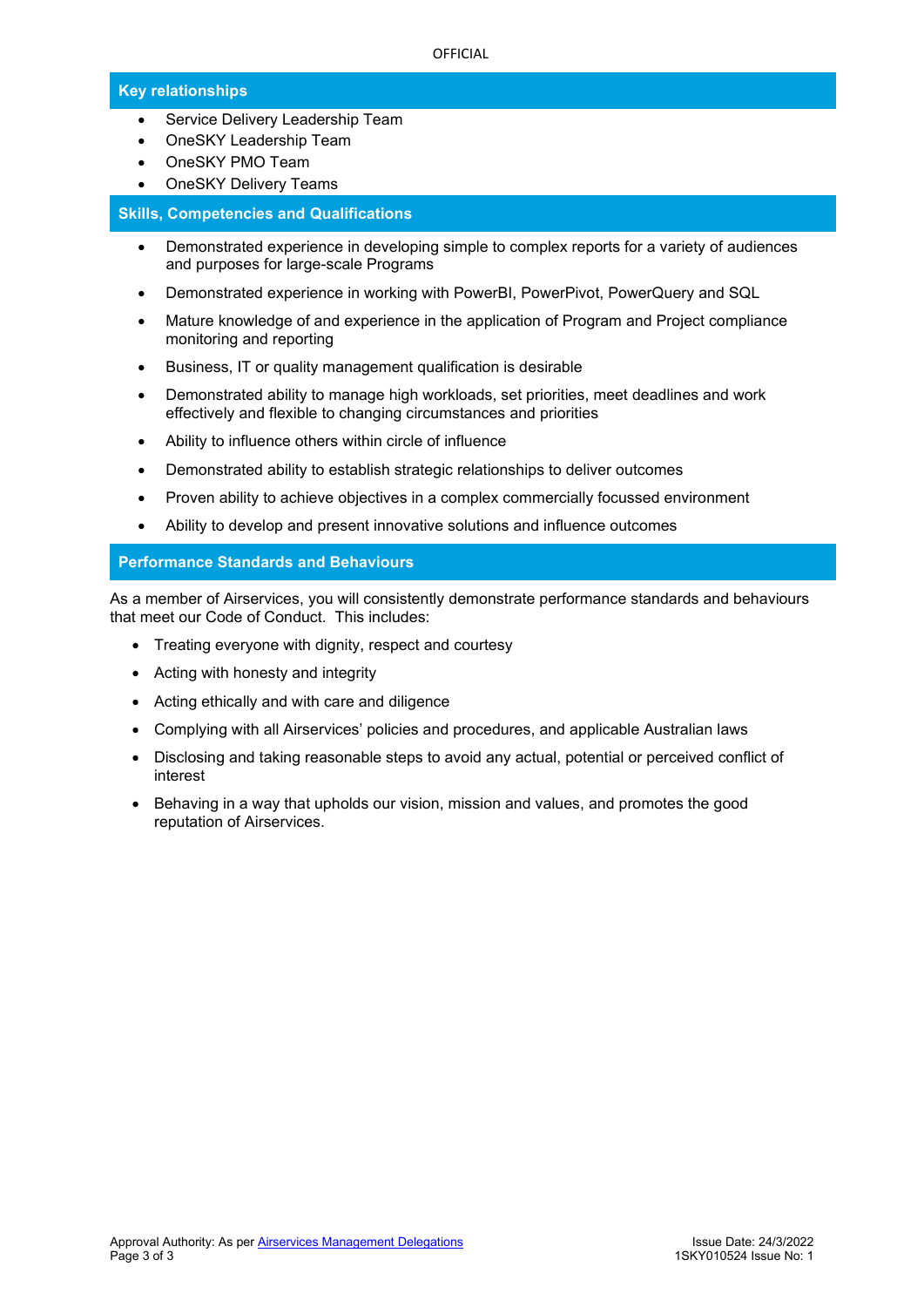## Key relationships

- Service Delivery Leadership Team
- OneSKY Leadership Team
- OneSKY PMO Team
- OneSKY Delivery Teams

## Skills, Competencies and Qualifications

- Demonstrated experience in developing simple to complex reports for a variety of audiences and purposes for large-scale Programs
- Demonstrated experience in working with PowerBI, PowerPivot, PowerQuery and SQL
- Mature knowledge of and experience in the application of Program and Project compliance monitoring and reporting
- Business, IT or quality management qualification is desirable
- Demonstrated ability to manage high workloads, set priorities, meet deadlines and work effectively and flexible to changing circumstances and priorities
- Ability to influence others within circle of influence
- Demonstrated ability to establish strategic relationships to deliver outcomes
- Proven ability to achieve objectives in a complex commercially focussed environment
- Ability to develop and present innovative solutions and influence outcomes

## Performance Standards and Behaviours

As a member of Airservices, you will consistently demonstrate performance standards and behaviours that meet our Code of Conduct. This includes:

- Treating everyone with dignity, respect and courtesy
- Acting with honesty and integrity
- Acting ethically and with care and diligence
- Complying with all Airservices' policies and procedures, and applicable Australian laws
- Disclosing and taking reasonable steps to avoid any actual, potential or perceived conflict of interest
- Behaving in a way that upholds our vision, mission and values, and promotes the good reputation of Airservices.